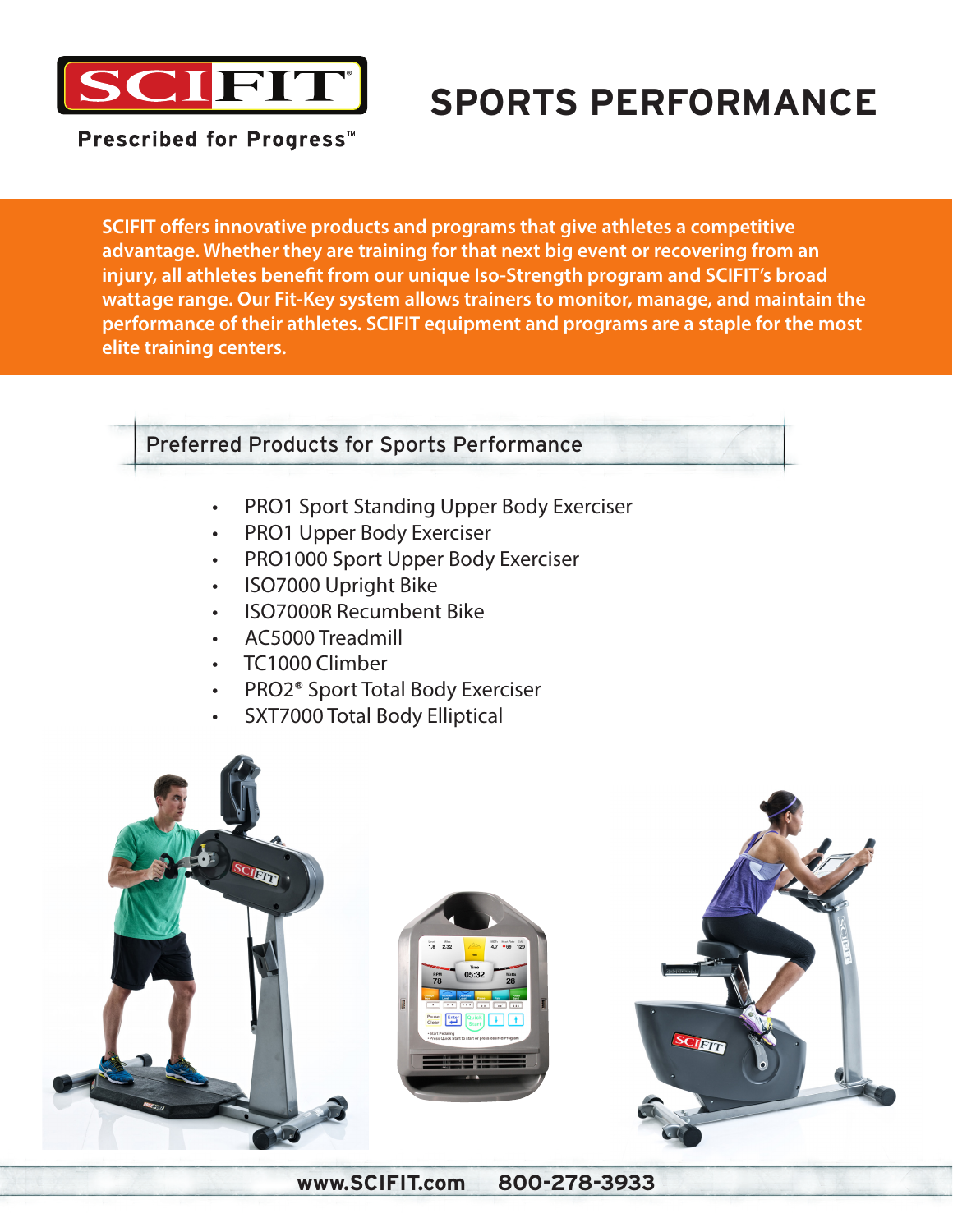SCIFIT

Prescribed for Progress™

# SPORTS PERFORMANCE

**SCIFIT offers innovative products and programs that give athletes a competitive advantage. Whether they are training for that next big event or recovering from an injury, all athletes benefit from our unique Iso-Strength program and SCIFIT's broad wattage range. Our Fit-Key system allows trainers to monitor, manage, and maintain the performance of their athletes. SCIFIT equipment and programs are a staple for the most elite training centers.**

## Preferred Products for Sports Performance

- PRO1 Sport Standing Upper Body Exerciser
- PRO1 Upper Body Exerciser
- PRO1000 Sport Upper Body Exerciser
- ISO7000 Upright Bike
- ISO7000R Recumbent Bike
- AC5000 Treadmill
- TC1000 Climber
- PRO2® Sport Total Body Exerciser
- SXT7000 Total Body Elliptical

**www.SCIFIT.com 800-278-3933**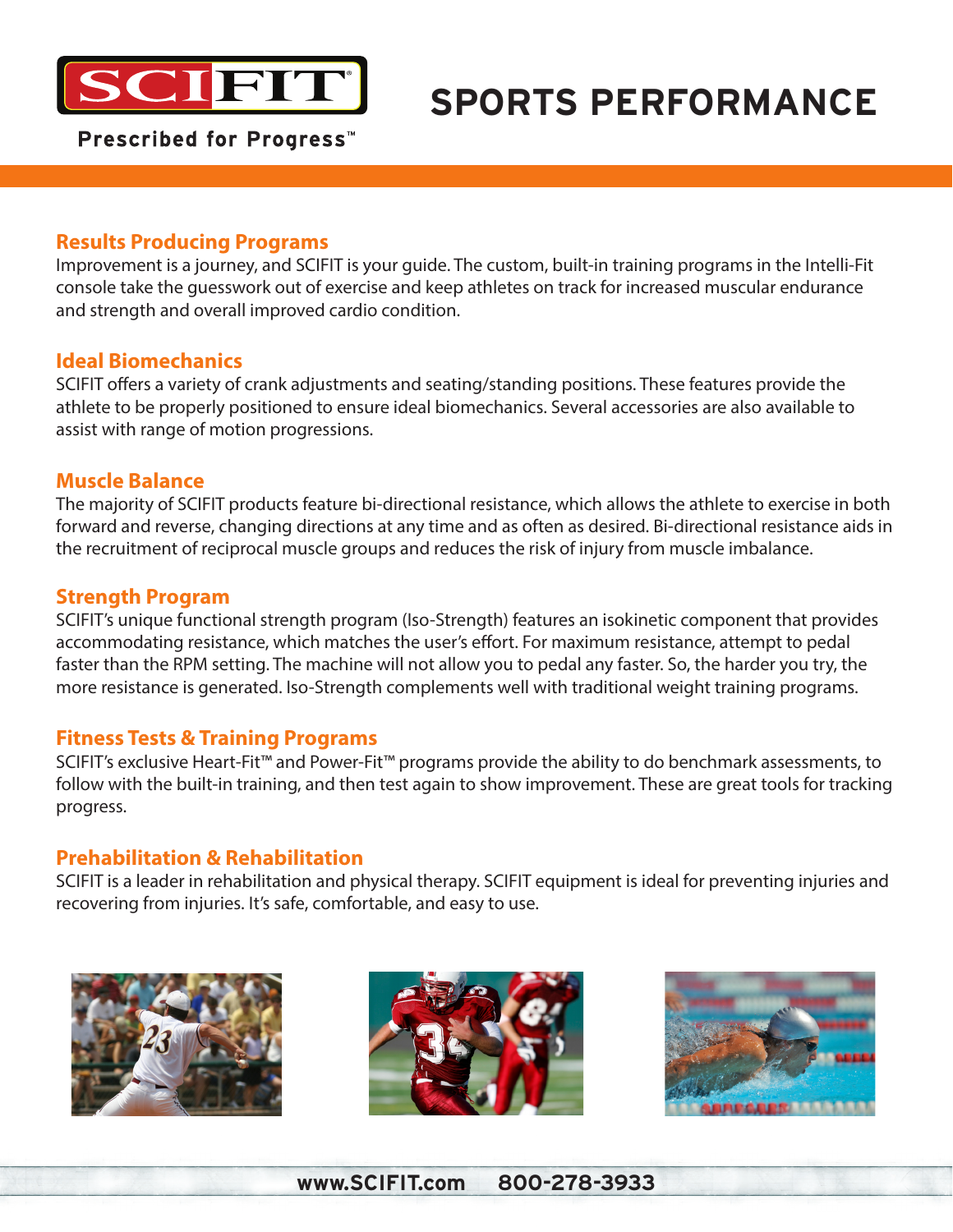SCIFIT

Prescribed for Progress™

# SPORTS PERFORMANCE

## Results Producing Programs

Improvement is a journey, and SCIFIT is your guide. The custom, built-in training programs in the Intelli-Fit console take the guesswork out of exercise and keep athletes on track for increased muscular endurance and strength and overall improved cardio condition.

## Ideal Biomechanics

SCIFIT offers a variety of crank adjustments and seating/standing positions. These features provide the athlete to be properly positioned to ensure ideal biomechanics. Several accessories are also available to assist with range of motion progressions.

## Muscle Balance

The majority of SCIFIT products feature bi-directional resistance, which allows the athlete to exercise in both forward and reverse, changing directions at any time and as often as desired. Bi-directional resistance aids in the recruitment of reciprocal muscle groups and reduces the risk of injury from muscle imbalance.

## Strength Program

SCIFIT's unique functional strength program (Iso-Strength) features an isokinetic component that provides accommodating resistance, which matches the user's effort. For maximum resistance, attempt to pedal faster than the RPM setting. The machine will not allow you to pedal any faster. So, the harder you try, the more resistance is generated. Iso-Strength complements well with traditional weight training programs.

## Fitness Tests & Training Programs

SCIFIT's exclusive Heart-Fit™ and Power-Fit™ programs provide the ability to do benchmark assessments, to follow with the built-in training, and then test again to show improvement. These are great tools for tracking progress.

## Prehabilitation & Rehabilitation

SCIFIT is a leader in rehabilitation and physical therapy. SCIFIT equipment is ideal for preventing injuries and recovering from injuries. It's safe, comfortable, and easy to use.

www.SCIFIT.com 800-278-3933